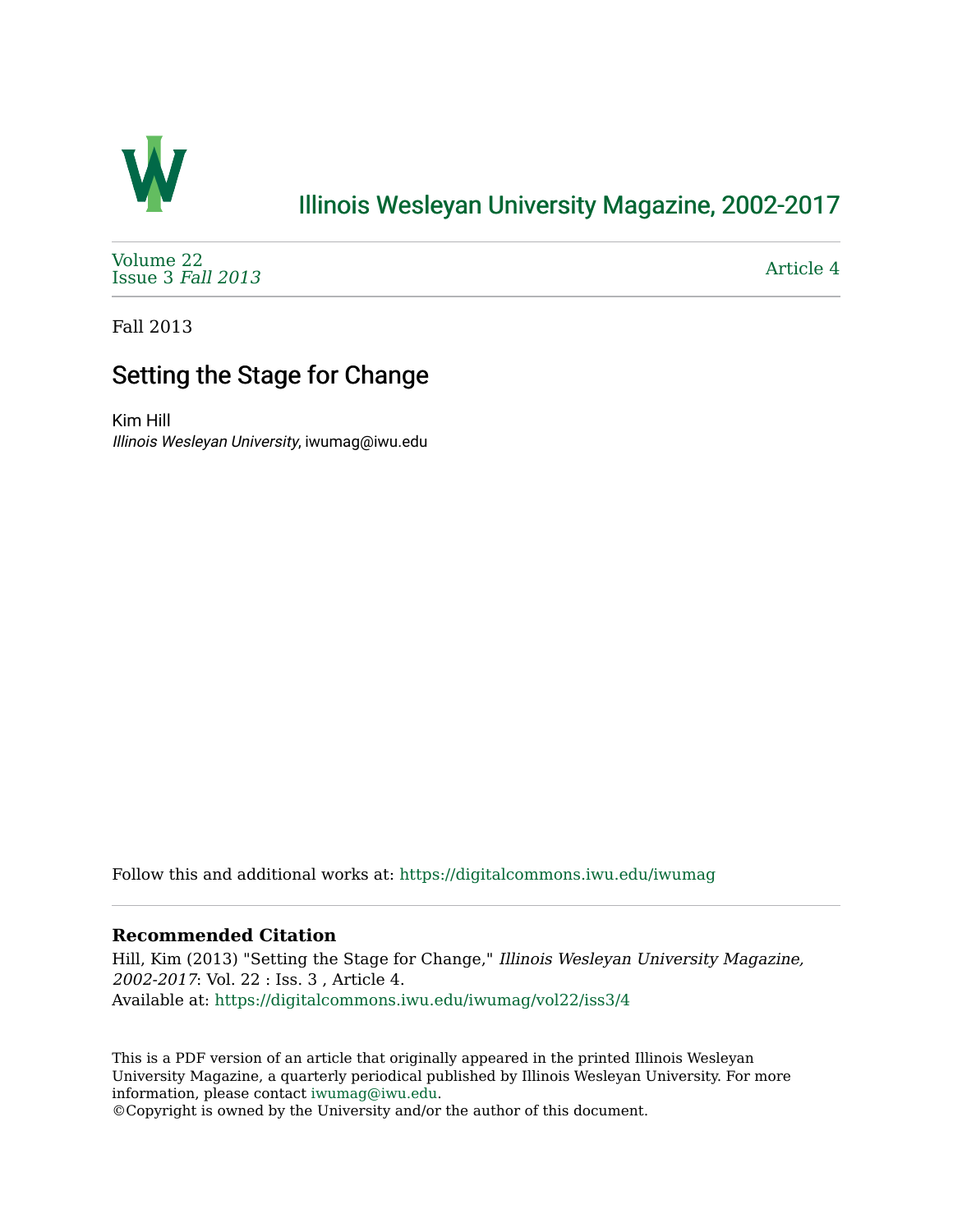# Illinois Wesleyan University Magazine, 2002-2017

Volume 22
Issue 3 *Fall 2013*

Article 4

Fall 2013

## Setting the Stage for Change

Kim Hill
*Illinois Wesleyan University*, iwumag@iwu.edu

Follow this and additional works at: https://digitalcommons.iwu.edu/iwumag

### Recommended Citation

Hill, Kim (2013) "Setting the Stage for Change," *Illinois Wesleyan University Magazine, 2002-2017*: Vol. 22 : Iss. 3 , Article 4.
Available at: https://digitalcommons.iwu.edu/iwumag/vol22/iss3/4

This is a PDF version of an article that originally appeared in the printed Illinois Wesleyan University Magazine, a quarterly periodical published by Illinois Wesleyan University. For more information, please contact iwumag@iwu.edu.
©Copyright is owned by the University and/or the author of this document.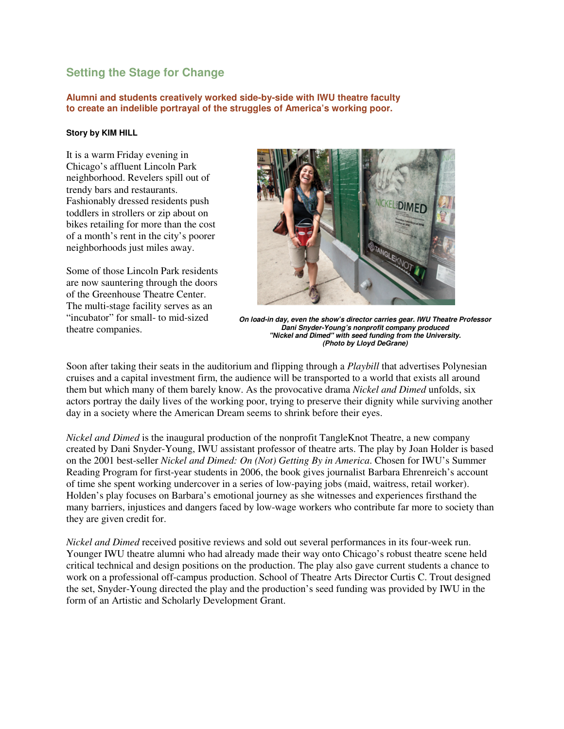## Setting the Stage for Change

**Alumni and students creatively worked side-by-side with IWU theatre faculty to create an indelible portrayal of the struggles of America's working poor.**

**Story by KIM HILL**

It is a warm Friday evening in Chicago's affluent Lincoln Park neighborhood. Revelers spill out of trendy bars and restaurants. Fashionably dressed residents push toddlers in strollers or zip about on bikes retailing for more than the cost of a month's rent in the city's poorer neighborhoods just miles away.

Some of those Lincoln Park residents are now sauntering through the doors of the Greenhouse Theatre Center. The multi-stage facility serves as an "incubator" for small- to mid-sized theatre companies.

***On load-in day, even the show's director carries gear. IWU Theatre Professor Dani Snyder-Young's nonprofit company produced "Nickel and Dimed" with seed funding from the University. (Photo by Lloyd DeGrane)***

Soon after taking their seats in the auditorium and flipping through a *Playbill* that advertises Polynesian cruises and a capital investment firm, the audience will be transported to a world that exists all around them but which many of them barely know. As the provocative drama *Nickel and Dimed* unfolds, six actors portray the daily lives of the working poor, trying to preserve their dignity while surviving another day in a society where the American Dream seems to shrink before their eyes.

*Nickel and Dimed* is the inaugural production of the nonprofit TangleKnot Theatre, a new company created by Dani Snyder-Young, IWU assistant professor of theatre arts. The play by Joan Holder is based on the 2001 best-seller *Nickel and Dimed: On (Not) Getting By in America*. Chosen for IWU's Summer Reading Program for first-year students in 2006, the book gives journalist Barbara Ehrenreich's account of time she spent working undercover in a series of low-paying jobs (maid, waitress, retail worker). Holden's play focuses on Barbara's emotional journey as she witnesses and experiences firsthand the many barriers, injustices and dangers faced by low-wage workers who contribute far more to society than they are given credit for.

*Nickel and Dimed* received positive reviews and sold out several performances in its four-week run. Younger IWU theatre alumni who had already made their way onto Chicago's robust theatre scene held critical technical and design positions on the production. The play also gave current students a chance to work on a professional off-campus production. School of Theatre Arts Director Curtis C. Trout designed the set, Snyder-Young directed the play and the production's seed funding was provided by IWU in the form of an Artistic and Scholarly Development Grant.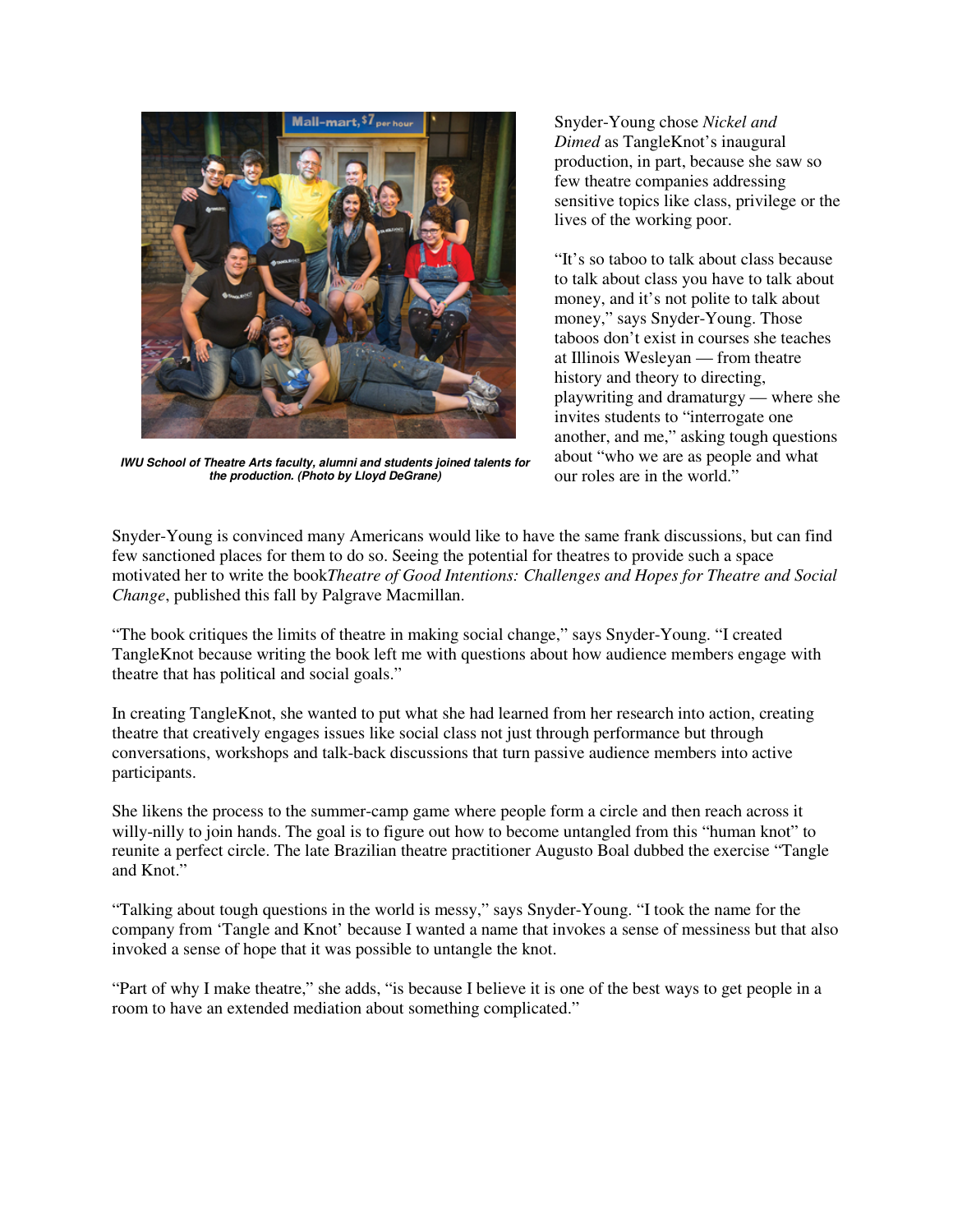*IWU School of Theatre Arts faculty, alumni and students joined talents for the production. (Photo by Lloyd DeGrane)*

Snyder-Young chose *Nickel and Dimed* as TangleKnot's inaugural production, in part, because she saw so few theatre companies addressing sensitive topics like class, privilege or the lives of the working poor.

"It's so taboo to talk about class because to talk about class you have to talk about money, and it's not polite to talk about money," says Snyder-Young. Those taboos don't exist in courses she teaches at Illinois Wesleyan — from theatre history and theory to directing, playwriting and dramaturgy — where she invites students to "interrogate one another, and me," asking tough questions about "who we are as people and what our roles are in the world."

Snyder-Young is convinced many Americans would like to have the same frank discussions, but can find few sanctioned places for them to do so. Seeing the potential for theatres to provide such a space motivated her to write the book*Theatre of Good Intentions: Challenges and Hopes for Theatre and Social Change*, published this fall by Palgrave Macmillan.

"The book critiques the limits of theatre in making social change," says Snyder-Young. "I created TangleKnot because writing the book left me with questions about how audience members engage with theatre that has political and social goals."

In creating TangleKnot, she wanted to put what she had learned from her research into action, creating theatre that creatively engages issues like social class not just through performance but through conversations, workshops and talk-back discussions that turn passive audience members into active participants.

She likens the process to the summer-camp game where people form a circle and then reach across it willy-nilly to join hands. The goal is to figure out how to become untangled from this "human knot" to reunite a perfect circle. The late Brazilian theatre practitioner Augusto Boal dubbed the exercise "Tangle and Knot."

"Talking about tough questions in the world is messy," says Snyder-Young. "I took the name for the company from 'Tangle and Knot' because I wanted a name that invokes a sense of messiness but that also invoked a sense of hope that it was possible to untangle the knot.

"Part of why I make theatre," she adds, "is because I believe it is one of the best ways to get people in a room to have an extended mediation about something complicated."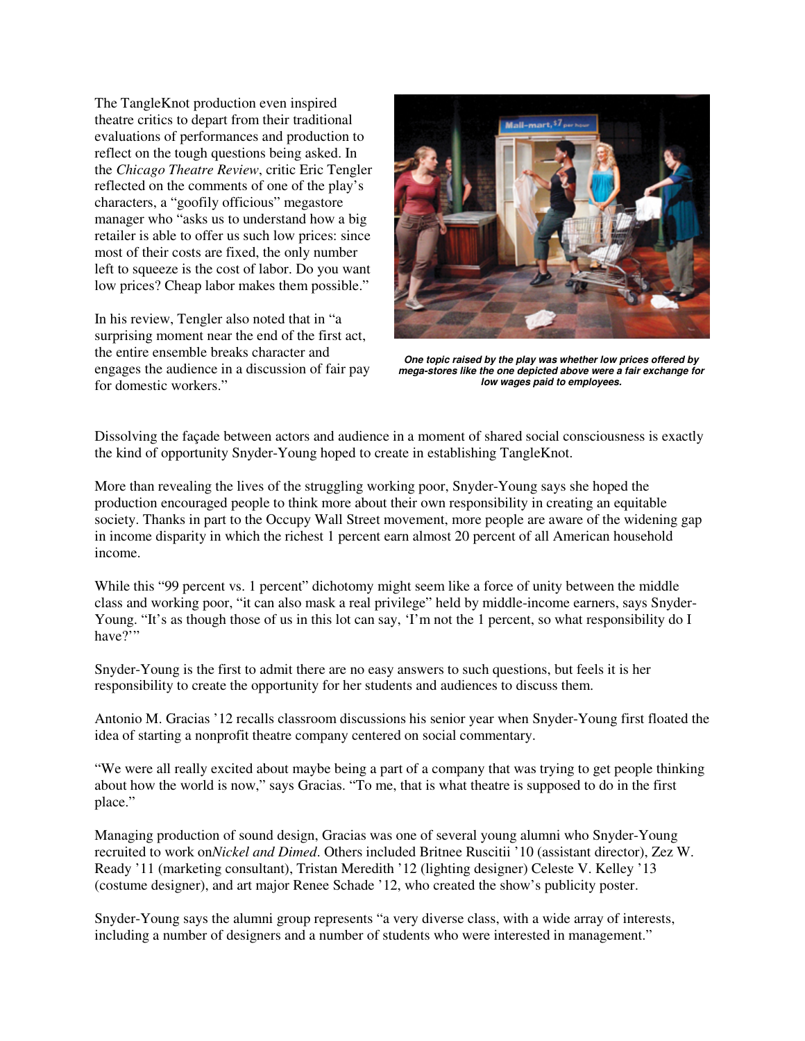The TangleKnot production even inspired theatre critics to depart from their traditional evaluations of performances and production to reflect on the tough questions being asked. In the *Chicago Theatre Review*, critic Eric Tengler reflected on the comments of one of the play's characters, a "goofily officious" megastore manager who "asks us to understand how a big retailer is able to offer us such low prices: since most of their costs are fixed, the only number left to squeeze is the cost of labor. Do you want low prices? Cheap labor makes them possible."

In his review, Tengler also noted that in "a surprising moment near the end of the first act, the entire ensemble breaks character and engages the audience in a discussion of fair pay for domestic workers."

***One topic raised by the play was whether low prices offered by mega-stores like the one depicted above were a fair exchange for low wages paid to employees.***

Dissolving the façade between actors and audience in a moment of shared social consciousness is exactly the kind of opportunity Snyder-Young hoped to create in establishing TangleKnot.

More than revealing the lives of the struggling working poor, Snyder-Young says she hoped the production encouraged people to think more about their own responsibility in creating an equitable society. Thanks in part to the Occupy Wall Street movement, more people are aware of the widening gap in income disparity in which the richest 1 percent earn almost 20 percent of all American household income.

While this "99 percent vs. 1 percent" dichotomy might seem like a force of unity between the middle class and working poor, "it can also mask a real privilege" held by middle-income earners, says Snyder-Young. "It's as though those of us in this lot can say, 'I'm not the 1 percent, so what responsibility do I have?'"

Snyder-Young is the first to admit there are no easy answers to such questions, but feels it is her responsibility to create the opportunity for her students and audiences to discuss them.

Antonio M. Gracias '12 recalls classroom discussions his senior year when Snyder-Young first floated the idea of starting a nonprofit theatre company centered on social commentary.

"We were all really excited about maybe being a part of a company that was trying to get people thinking about how the world is now," says Gracias. "To me, that is what theatre is supposed to do in the first place."

Managing production of sound design, Gracias was one of several young alumni who Snyder-Young recruited to work on*Nickel and Dimed*. Others included Britnee Ruscitii '10 (assistant director), Zez W. Ready '11 (marketing consultant), Tristan Meredith '12 (lighting designer) Celeste V. Kelley '13 (costume designer), and art major Renee Schade '12, who created the show's publicity poster.

Snyder-Young says the alumni group represents "a very diverse class, with a wide array of interests, including a number of designers and a number of students who were interested in management."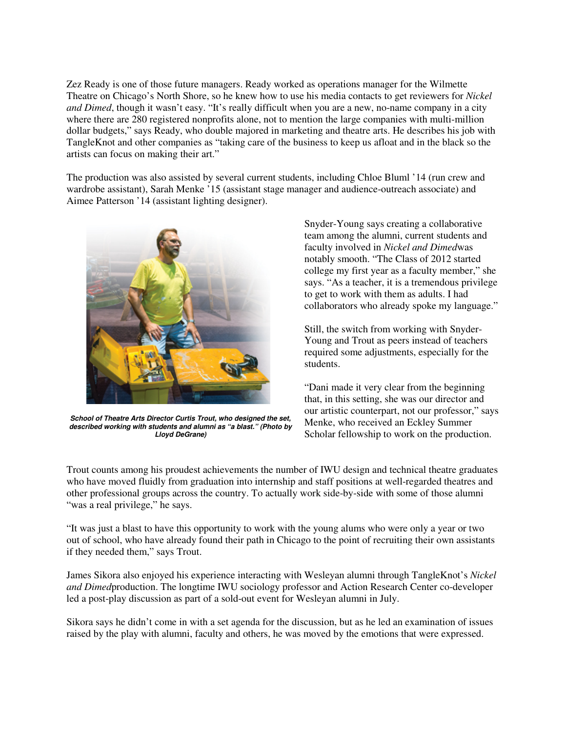Zez Ready is one of those future managers. Ready worked as operations manager for the Wilmette Theatre on Chicago's North Shore, so he knew how to use his media contacts to get reviewers for *Nickel and Dimed*, though it wasn't easy. "It's really difficult when you are a new, no-name company in a city where there are 280 registered nonprofits alone, not to mention the large companies with multi-million dollar budgets," says Ready, who double majored in marketing and theatre arts. He describes his job with TangleKnot and other companies as "taking care of the business to keep us afloat and in the black so the artists can focus on making their art."

The production was also assisted by several current students, including Chloe Bluml '14 (run crew and wardrobe assistant), Sarah Menke '15 (assistant stage manager and audience-outreach associate) and Aimee Patterson '14 (assistant lighting designer).

***School of Theatre Arts Director Curtis Trout, who designed the set, described working with students and alumni as "a blast." (Photo by Lloyd DeGrane)***

Snyder-Young says creating a collaborative team among the alumni, current students and faculty involved in *Nickel and Dimed* was notably smooth. "The Class of 2012 started college my first year as a faculty member," she says. "As a teacher, it is a tremendous privilege to get to work with them as adults. I had collaborators who already spoke my language."

Still, the switch from working with Snyder-Young and Trout as peers instead of teachers required some adjustments, especially for the students.

"Dani made it very clear from the beginning that, in this setting, she was our director and our artistic counterpart, not our professor," says Menke, who received an Eckley Summer Scholar fellowship to work on the production.

Trout counts among his proudest achievements the number of IWU design and technical theatre graduates who have moved fluidly from graduation into internship and staff positions at well-regarded theatres and other professional groups across the country. To actually work side-by-side with some of those alumni "was a real privilege," he says.

"It was just a blast to have this opportunity to work with the young alums who were only a year or two out of school, who have already found their path in Chicago to the point of recruiting their own assistants if they needed them," says Trout.

James Sikora also enjoyed his experience interacting with Wesleyan alumni through TangleKnot's *Nickel and Dimed* production. The longtime IWU sociology professor and Action Research Center co-developer led a post-play discussion as part of a sold-out event for Wesleyan alumni in July.

Sikora says he didn't come in with a set agenda for the discussion, but as he led an examination of issues raised by the play with alumni, faculty and others, he was moved by the emotions that were expressed.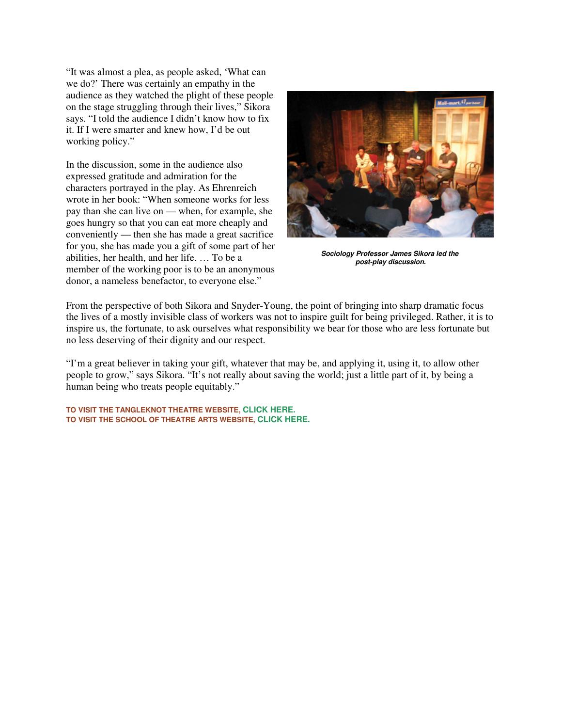"It was almost a plea, as people asked, 'What can we do?' There was certainly an empathy in the audience as they watched the plight of these people on the stage struggling through their lives," Sikora says. "I told the audience I didn't know how to fix it. If I were smarter and knew how, I'd be out working policy."

In the discussion, some in the audience also expressed gratitude and admiration for the characters portrayed in the play. As Ehrenreich wrote in her book: "When someone works for less pay than she can live on — when, for example, she goes hungry so that you can eat more cheaply and conveniently — then she has made a great sacrifice for you, she has made you a gift of some part of her abilities, her health, and her life. … To be a member of the working poor is to be an anonymous donor, a nameless benefactor, to everyone else."

***Sociology Professor James Sikora led the post-play discussion.***

From the perspective of both Sikora and Snyder-Young, the point of bringing into sharp dramatic focus the lives of a mostly invisible class of workers was not to inspire guilt for being privileged. Rather, it is to inspire us, the fortunate, to ask ourselves what responsibility we bear for those who are less fortunate but no less deserving of their dignity and our respect.

"I'm a great believer in taking your gift, whatever that may be, and applying it, using it, to allow other people to grow," says Sikora. "It's not really about saving the world; just a little part of it, by being a human being who treats people equitably."

**TO VISIT THE TANGLEKNOT THEATRE WEBSITE, CLICK HERE.**
**TO VISIT THE SCHOOL OF THEATRE ARTS WEBSITE, CLICK HERE.**